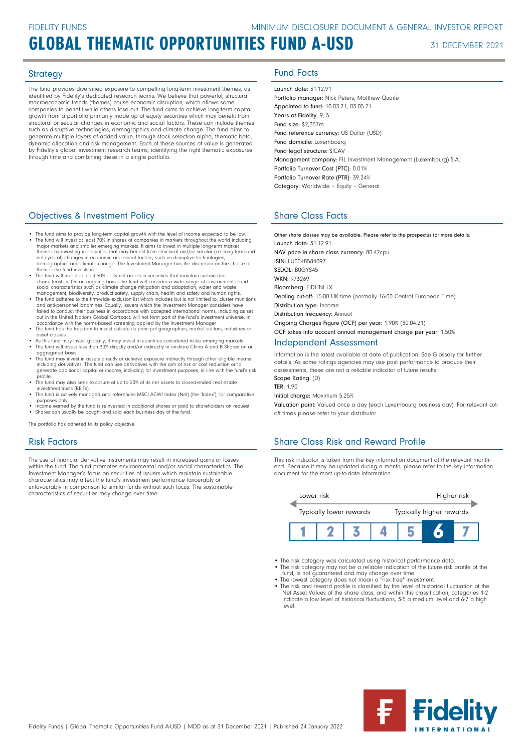FIDELITY FUNDS

MINIMUM DISCLOSURE DOCUMENT & GENERAL INVESTOR REPORT

# GLOBAL THEMATIC OPPORTUNITIES FUND A-USD

31 DECEMBER 2021

## Strategy

The fund provides diversified exposure to compelling long-term investment themes, as identified by Fidelity's dedicated research teams. We believe that powerful, structural macroeconomic trends (themes) cause economic disruption, which allows some companies to benefit while others lose out. The fund aims to achieve long-term capital growth from a portfolio primarily made up of equity securities which may benefit from structural or secular changes in economic and social factors. These can include themes such as disruptive technologies, demographics and climate change. The fund aims to generate multiple layers of added value, through stock selection alpha, thematic beta, dynamic allocation and risk management. Each of these sources of value is generated by Fidelity's global investment research teams, identifying the right thematic exposures through time and combining these in a single portfolio.

## Objectives & Investment Policy

- The fund aims to provide long-term capital growth with the level of income expected to be low.
- The fund will invest at least 70% in shares of companies in markets throughout the world including major markets and smaller emerging markets. It aims to invest in multiple long-term market themes by investing in securities that may benefit from structural and/or secular (i.e. long term and not cyclical) changes in economic and social factors, such as disruptive technologies, demographics and climate change. The Investment Manager has the discretion on the choice of themes the fund invests in.
- The fund will invest at least 50% of its net assets in securities that maintain sustainable characteristics. On an ongoing basis, the fund will consider a wide range of environmental and social characteristics such as climate change mitigation and adaptation, water and waste management, biodiversity, product safety, supply chain, health and safety and human rights.
- The fund adheres to the firm-wide exclusion list which includes but is not limited to, cluster munitions and anti-personnel landmines. Equally, issuers which the Investment Manager considers have failed to conduct their business in accordance with accepted international norms, including as set out in the United Nations Global Compact, will not form part of the fund's investment universe, in accordance with the norms-based screening applied by the Investment Manager.
- The fund has the freedom to invest outside its principal geographies, market sectors, industries or asset classes.
- As this fund may invest globally, it may invest in countries considered to be emerging markets.
- The fund will invest less than 30% directly and/or indirectly in onshore China A and B Shares on an aggregated basis.
- The fund may invest in assets directly or achieve exposure indirectly through other eligible means including derivatives. The fund can use derivatives with the aim of risk or cost reduction or to generate additional capital or income, including for investment purposes, in line with the fund's risk profile.
- The fund may also seek exposure of up to 20% of its net assets to closed-ended real estate investment trusts (REITs).
- The fund is actively managed and references MSCI ACWI Index (Net) (the 'Index'), for comparative purposes only.
- Income earned by the fund is reinvested in additional shares or paid to shareholders on request.
- Shares can usually be bought and sold each business day of the fund.

The portfolio has adhered to its policy objective.

## Risk Factors

The use of financial derivative instruments may result in increased gains or losses within the fund. The fund promotes environmental and/or social characteristics. The Investment Manager's focus on securities of issuers which maintain sustainable characteristics may affect the fund's investment performance favourably or unfavourably in comparison to similar funds without such focus. The sustainable characteristics of securities may change over time.

## Fund Facts

Launch date: 31.12.91
Portfolio manager: Nick Peters, Matthew Quaife
Appointed to fund: 10.03.21, 03.05.21
Years at Fidelity: 9, 5
Fund size: $2,357m
Fund reference currency: US Dollar (USD)
Fund domicile: Luxembourg
Fund legal structure: SICAV
Management company: FIL Investment Management (Luxembourg) S.A.
Portfolio Turnover Cost (PTC): 0.01%
Portfolio Turnover Rate (PTR): 39.24%
Category: Worldwide - Equity - General

## Share Class Facts

Other share classes may be available. Please refer to the prospectus for more details.
Launch date: 31.12.91
NAV price in share class currency: 80.42cpu
ISIN: LU0048584097
SEDOL: B0GYS45
WKN: 973269
Bloomberg: FIDLINI LX
Dealing cut-off: 15:00 UK time (normally 16:00 Central European Time)
Distribution type: Income
Distribution frequency: Annual
Ongoing Charges Figure (OCF) per year: 1.90% (30.04.21)
OCF takes into account annual management charge per year: 1.50%

## Independent Assessment

Information is the latest available at date of publication. See Glossary for further details. As some ratings agencies may use past performance to produce their assessments, these are not a reliable indicator of future results.
Scope Rating: (D)
TER: 1.90
Initial charge: Maximum 5.25%
Valuation point: Valued once a day (each Luxembourg business day). For relevant cut-off times please refer to your distributor.

## Share Class Risk and Reward Profile

This risk indicator is taken from the key information document at the relevant month-end. Because it may be updated during a month, please refer to the key information document for the most up-to-date information.

Lower risk
Higher risk
Typically lower rewards
Typically higher rewards
1 2 3 4 5 6 7

- The risk category was calculated using historical performance data.
- The risk category may not be a reliable indication of the future risk profile of the fund, is not guaranteed and may change over time.
- The lowest category does not mean a "risk free" investment.
- The risk and reward profile is classified by the level of historical fluctuation of the Net Asset Values of the share class, and within this classification, categories 1-2 indicate a low level of historical fluctuations, 3-5 a medium level and 6-7 a high level.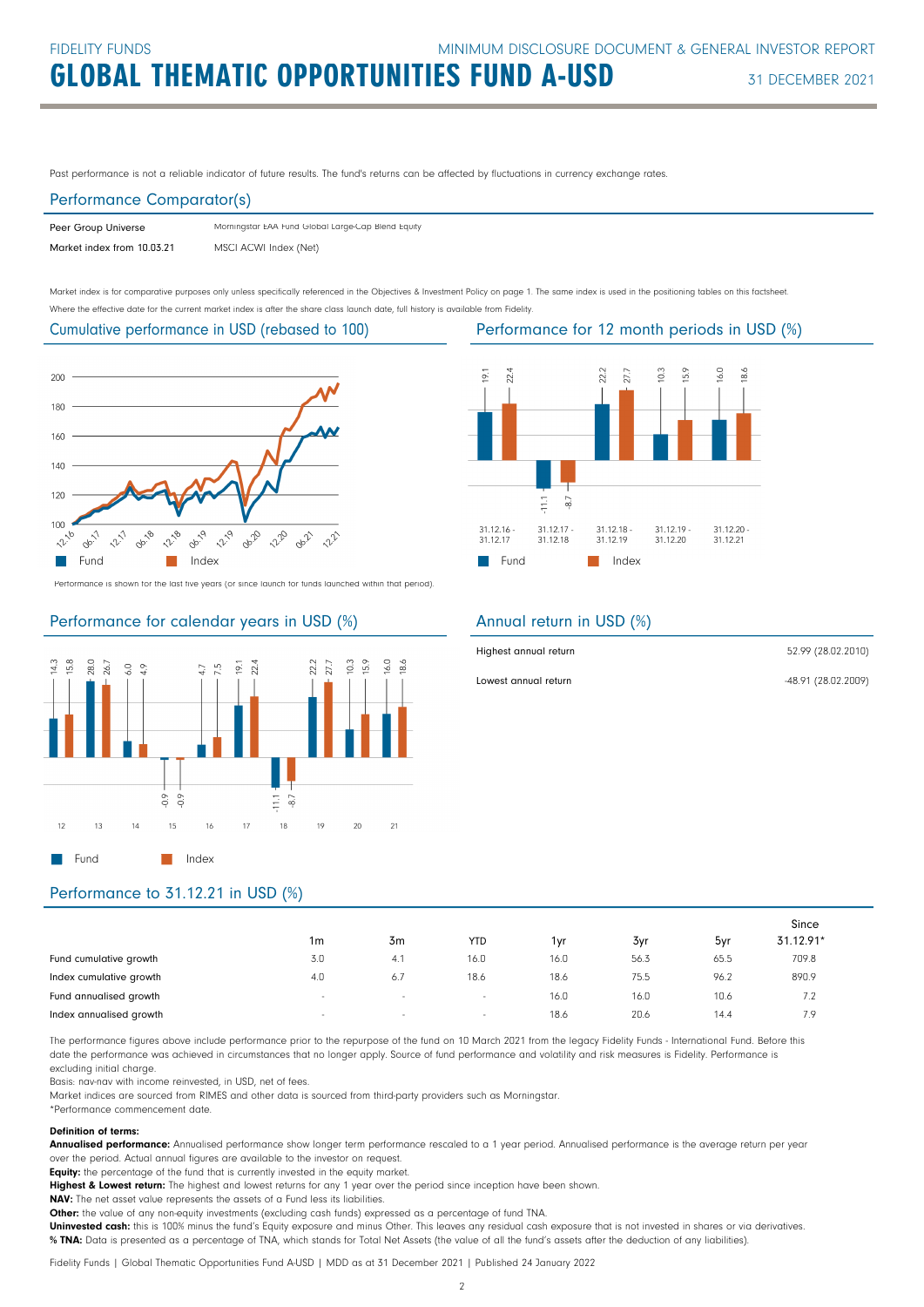FIDELITY FUNDS

MINIMUM DISCLOSURE DOCUMENT & GENERAL INVESTOR REPORT

# GLOBAL THEMATIC OPPORTUNITIES FUND A-USD

31 DECEMBER 2021

Past performance is not a reliable indicator of future results. The fund's returns can be affected by fluctuations in currency exchange rates.

## Performance Comparator(s)

| | |
|---|---|
| Peer Group Universe | Morningstar EAA Fund Global Large-Cap Blend Equity |
| Market index from 10.03.21 | MSCI ACWI Index (Net) |

Market index is for comparative purposes only unless specifically referenced in the Objectives & Investment Policy on page 1. The same index is used in the positioning tables on this factsheet.
Where the effective date for the current market index is after the share class launch date, full history is available from Fidelity.

## Cumulative performance in USD (rebased to 100)

200
180
160
140
120
100
12.16 06.17 12.17 06.18 12.18 06.19 12.19 06.20 12.20 06.21 12.21

Fund
Index

Performance is shown for the last five years (or since launch for funds launched within that period).

## Performance for 12 month periods in USD (%)

19.1 22.4 -11.1 -8.7 22.2 27.7 10.3 15.9 16.0 18.6

31.12.16 - 31.12.17
31.12.17 - 31.12.18
31.12.18 - 31.12.19
31.12.19 - 31.12.20
31.12.20 - 31.12.21

Fund
Index

## Performance for calendar years in USD (%)

14.3 15.8 28.0 26.7 6.0 4.9 -0.9 -0.9 4.7 7.5 19.1 22.4 -11.1 -8.7 22.2 27.7 10.3 15.9 16.0 18.6

12 13 14 15 16 17 18 19 20 21

Fund
Index

## Annual return in USD (%)

| | |
|---|---|
| Highest annual return | 52.99 (28.02.2010) |
| Lowest annual return | -48.91 (28.02.2009) |

## Performance to 31.12.21 in USD (%)

| | 1m | 3m | YTD | 1yr | 3yr | 5yr | Since 31.12.91* |
|---|---|---|---|---|---|---|---|
| Fund cumulative growth | 3.0 | 4.1 | 16.0 | 16.0 | 56.3 | 65.5 | 709.8 |
| Index cumulative growth | 4.0 | 6.7 | 18.6 | 18.6 | 75.5 | 96.2 | 890.9 |
| Fund annualised growth | - | - | - | 16.0 | 16.0 | 10.6 | 7.2 |
| Index annualised growth | - | - | - | 18.6 | 20.6 | 14.4 | 7.9 |

The performance figures above include performance prior to the repurpose of the fund on 10 March 2021 from the legacy Fidelity Funds - International Fund. Before this date the performance was achieved in circumstances that no longer apply. Source of fund performance and volatility and risk measures is Fidelity. Performance is excluding initial charge.
Basis: nav-nav with income reinvested, in USD, net of fees.
Market indices are sourced from RIMES and other data is sourced from third-party providers such as Morningstar.
*Performance commencement date.

**Definition of terms:**
**Annualised performance:** Annualised performance show longer term performance rescaled to a 1 year period. Annualised performance is the average return per year over the period. Actual annual figures are available to the investor on request.
**Equity:** the percentage of the fund that is currently invested in the equity market.
**Highest & Lowest return:** The highest and lowest returns for any 1 year over the period since inception have been shown.
**NAV:** The net asset value represents the assets of a Fund less its liabilities.
**Other:** the value of any non-equity investments (excluding cash funds) expressed as a percentage of fund TNA.
**Uninvested cash:** this is 100% minus the fund's Equity exposure and minus Other. This leaves any residual cash exposure that is not invested in shares or via derivatives.
**% TNA:** Data is presented as a percentage of TNA, which stands for Total Net Assets (the value of all the fund's assets after the deduction of any liabilities).

Fidelity Funds | Global Thematic Opportunities Fund A-USD | MDD as at 31 December 2021 | Published 24 January 2022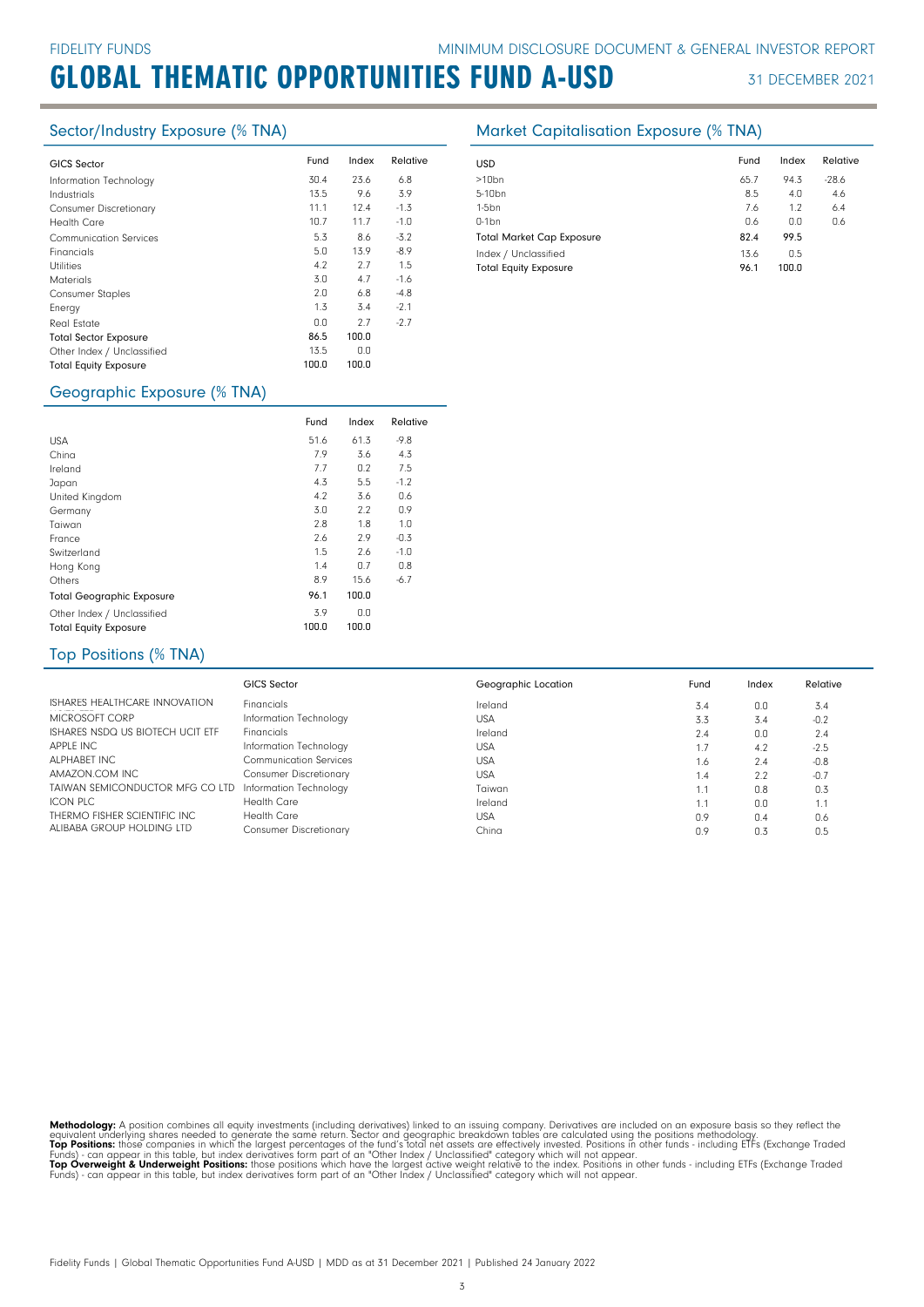FIDELITY FUNDS

MINIMUM DISCLOSURE DOCUMENT & GENERAL INVESTOR REPORT

# GLOBAL THEMATIC OPPORTUNITIES FUND A-USD

31 DECEMBER 2021

## Sector/Industry Exposure (% TNA)

| GICS Sector | Fund | Index | Relative |
|---|---|---|---|
| Information Technology | 30.4 | 23.6 | 6.8 |
| Industrials | 13.5 | 9.6 | 3.9 |
| Consumer Discretionary | 11.1 | 12.4 | -1.3 |
| Health Care | 10.7 | 11.7 | -1.0 |
| Communication Services | 5.3 | 8.6 | -3.2 |
| Financials | 5.0 | 13.9 | -8.9 |
| Utilities | 4.2 | 2.7 | 1.5 |
| Materials | 3.0 | 4.7 | -1.6 |
| Consumer Staples | 2.0 | 6.8 | -4.8 |
| Energy | 1.3 | 3.4 | -2.1 |
| Real Estate | 0.0 | 2.7 | -2.7 |
| Total Sector Exposure | 86.5 | 100.0 | |
| Other Index / Unclassified | 13.5 | 0.0 | |
| Total Equity Exposure | 100.0 | 100.0 | |

## Market Capitalisation Exposure (% TNA)

| USD | Fund | Index | Relative |
|---|---|---|---|
| >10bn | 65.7 | 94.3 | -28.6 |
| 5-10bn | 8.5 | 4.0 | 4.6 |
| 1-5bn | 7.6 | 1.2 | 6.4 |
| 0-1bn | 0.6 | 0.0 | 0.6 |
| Total Market Cap Exposure | 82.4 | 99.5 | |
| Index / Unclassified | 13.6 | 0.5 | |
| Total Equity Exposure | 96.1 | 100.0 | |

## Geographic Exposure (% TNA)

| | Fund | Index | Relative |
|---|---|---|---|
| USA | 51.6 | 61.3 | -9.8 |
| China | 7.9 | 3.6 | 4.3 |
| Ireland | 7.7 | 0.2 | 7.5 |
| Japan | 4.3 | 5.5 | -1.2 |
| United Kingdom | 4.2 | 3.6 | 0.6 |
| Germany | 3.0 | 2.2 | 0.9 |
| Taiwan | 2.8 | 1.8 | 1.0 |
| France | 2.6 | 2.9 | -0.3 |
| Switzerland | 1.5 | 2.6 | -1.0 |
| Hong Kong | 1.4 | 0.7 | 0.8 |
| Others | 8.9 | 15.6 | -6.7 |
| Total Geographic Exposure | 96.1 | 100.0 | |
| Other Index / Unclassified | 3.9 | 0.0 | |
| Total Equity Exposure | 100.0 | 100.0 | |

## Top Positions (% TNA)

| | GICS Sector | Geographic Location | Fund | Index | Relative |
|---|---|---|---|---|---|
| ISHARES HEALTHCARE INNOVATION | Financials | Ireland | 3.4 | 0.0 | 3.4 |
| MICROSOFT CORP | Information Technology | USA | 3.3 | 3.4 | -0.2 |
| ISHARES NSDQ US BIOTECH UCIT ETF | Financials | Ireland | 2.4 | 0.0 | 2.4 |
| APPLE INC | Information Technology | USA | 1.7 | 4.2 | -2.5 |
| ALPHABET INC | Communication Services | USA | 1.6 | 2.4 | -0.8 |
| AMAZON.COM INC | Consumer Discretionary | USA | 1.4 | 2.2 | -0.7 |
| TAIWAN SEMICONDUCTOR MFG CO LTD | Information Technology | Taiwan | 1.1 | 0.8 | 0.3 |
| ICON PLC | Health Care | Ireland | 1.1 | 0.0 | 1.1 |
| THERMO FISHER SCIENTIFIC INC | Health Care | USA | 0.9 | 0.4 | 0.6 |
| ALIBABA GROUP HOLDING LTD | Consumer Discretionary | China | 0.9 | 0.3 | 0.5 |

**Methodology:** A position combines all equity investments (including derivatives) linked to an issuing company. Derivatives are included on an exposure basis so they reflect the equivalent underlying shares needed to generate the same return. Sector and geographic breakdown tables are calculated using the positions methodology.
**Top Positions:** those companies in which the largest percentages of the fund's total net assets are effectively invested. Positions in other funds - including ETFs (Exchange Traded Funds) - can appear in this table, but index derivatives form part of an "Other Index / Unclassified" category which will not appear.
**Top Overweight & Underweight Positions:** those positions which have the largest active weight relative to the index. Positions in other funds - including ETFs (Exchange Traded Funds) - can appear in this table, but index derivatives form part of an "Other Index / Unclassified" category which will not appear.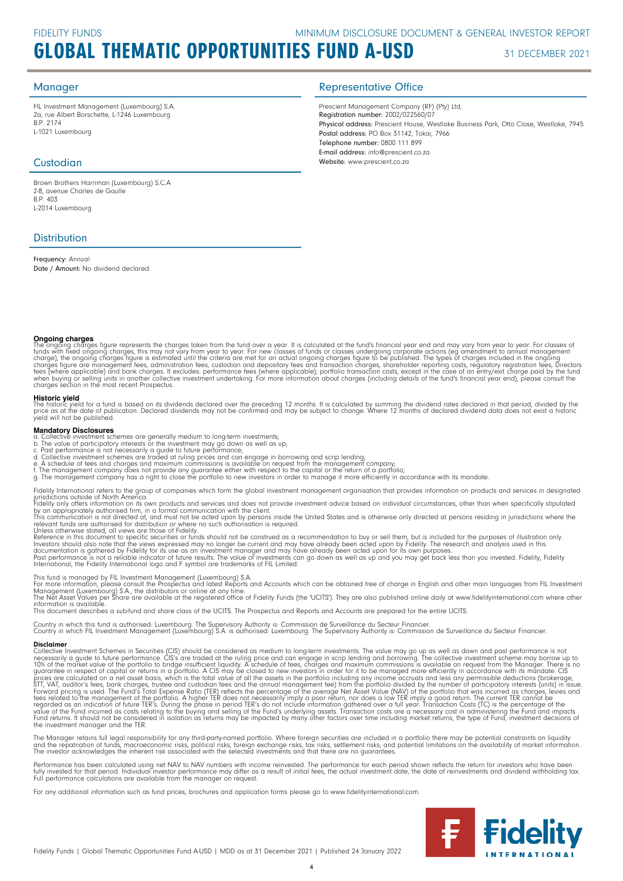FIDELITY FUNDS

MINIMUM DISCLOSURE DOCUMENT & GENERAL INVESTOR REPORT

# GLOBAL THEMATIC OPPORTUNITIES FUND A-USD

31 DECEMBER 2021

## Manager

FIL Investment Management (Luxembourg) S.A.
2a, rue Albert Borschette, L-1246 Luxembourg
B.P. 2174
L-1021 Luxembourg

## Custodian

Brown Brothers Harriman (Luxembourg) S.C.A
2-8, avenue Charles de Gaulle
B.P. 403
L-2014 Luxembourg

## Distribution

Frequency: Annual
Date / Amount: No dividend declared.

## Representative Office

Prescient Management Company (RF) (Pty) Ltd,
Registration number: 2002/022560/07
Physical address: Prescient House, Westlake Business Park, Otto Close, Westlake, 7945
Postal address: PO Box 31142, Tokai, 7966
Telephone number: 0800 111 899
E-mail address: info@prescient.co.za
Website: www.prescient.co.za

**Ongoing charges**
The ongoing charges figure represents the charges taken from the fund over a year. It is calculated at the fund's financial year end and may vary from year to year. For classes of funds with fixed ongoing charges, this may not vary from year to year. For new classes of funds or classes undergoing corporate actions (eg amendment to annual management charge), the ongoing charges figure is estimated until the criteria are met for an actual ongoing charges figure to be published. The types of charges included in the ongoing charges figure are management fees, administration fees, custodian and depositary fees and transaction charges, shareholder reporting costs, regulatory registration fees, Directors fees (where applicable) and bank charges. It excludes: performance fees (where applicable); portfolio transaction costs, except in the case of an entry/exit charge paid by the fund when buying or selling units in another collective investment undertaking. For more information about charges (including details of the fund's financial year end), please consult the charges section in the most recent Prospectus.

**Historic yield**
The historic yield for a fund is based on its dividends declared over the preceding 12 months. It is calculated by summing the dividend rates declared in that period, divided by the price as at the date of publication. Declared dividends may not be confirmed and may be subject to change. Where 12 months of declared dividend data does not exist a historic yield will not be published.

**Mandatory Disclosures**
a. Collective investment schemes are generally medium to long-term investments;
b. The value of participatory interests or the investment may go down as well as up;
c. Past performance is not necessarily a guide to future performance;
d. Collective investment schemes are traded at ruling prices and can engage in borrowing and scrip lending;
e. A schedule of fees and charges and maximum commissions is available on request from the management company;
f. The management company does not provide any guarantee either with respect to the capital or the return of a portfolio;
g. The management company has a right to close the portfolio to new investors in order to manage it more efficiently in accordance with its mandate.

Fidelity International refers to the group of companies which form the global investment management organisation that provides information on products and services in designated jurisdictions outside of North America.
Fidelity only offers information on its own products and services and does not provide investment advice based on individual circumstances, other than when specifically stipulated by an appropriately authorised firm, in a formal communication with the client.
This communication is not directed at, and must not be acted upon by persons inside the United States and is otherwise only directed at persons residing in jurisdictions where the relevant funds are authorised for distribution or where no such authorisation is required.
Unless otherwise stated, all views are those of Fidelity.
Reference in this document to specific securities or funds should not be construed as a recommendation to buy or sell them, but is included for the purposes of illustration only.
Investors should also note that the views expressed may no longer be current and may have already been acted upon by Fidelity. The research and analysis used in this documentation is gathered by Fidelity for its use as an investment manager and may have already been acted upon for its own purposes.
Past performance is not a reliable indicator of future results. The value of investments can go down as well as up and you may get back less than you invested. Fidelity, Fidelity International, the Fidelity International logo and F symbol are trademarks of FIL Limited.

This fund is managed by FIL Investment Management (Luxembourg) S.A.
For more information, please consult the Prospectus and latest Reports and Accounts which can be obtained free of charge in English and other main languages from FIL Investment Management (Luxembourg) S.A., the distributors or online at any time.
The Net Asset Values per Share are available at the registered office of Fidelity Funds (the 'UCITS'). They are also published online daily at www.fidelityinternational.com where other information is available.
This document describes a sub-fund and share class of the UCITS. The Prospectus and Reports and Accounts are prepared for the entire UCITS.

Country in which this fund is authorised: Luxembourg. The Supervisory Authority is: Commission de Surveillance du Secteur Financier.
Country in which FIL Investment Management (Luxembourg) S.A. is authorised: Luxembourg. The Supervisory Authority is: Commission de Surveillance du Secteur Financier.

**Disclaimer**
Collective Investment Schemes in Securities (CIS) should be considered as medium to long-term investments. The value may go up as well as down and past performance is not necessarily a guide to future performance. CIS's are traded at the ruling price and can engage in scrip lending and borrowing. The collective investment scheme may borrow up to 10% of the market value of the portfolio to bridge insufficient liquidity. A schedule of fees, charges and maximum commissions is available on request from the Manager. There is no guarantee in respect of capital or returns in a portfolio. A CIS may be closed to new investors in order for it to be managed more efficiently in accordance with its mandate. CIS prices are calculated on a net asset basis, which is the total value of all the assets in the portfolio including any income accruals and less any permissible deductions (brokerage, STT, VAT, auditor's fees, bank charges, trustee and custodian fees and the annual management fee) from the portfolio divided by the number of participatory interests (units) in issue. Forward pricing is used. The Fund's Total Expense Ratio (TER) reflects the percentage of the average Net Asset Value (NAV) of the portfolio that was incurred as charges, levies and fees related to the management of the portfolio. A higher TER does not necessarily imply a poor return, nor does a low TER imply a good return. The current TER cannot be regarded as an indication of future TER's. During the phase in period TER's do not include information gathered over a full year. Transaction Costs (TC) is the percentage of the value of the Fund incurred as costs relating to the buying and selling of the Fund's underlying assets. Transaction costs are a necessary cost in administering the Fund and impacts Fund returns. It should not be considered in isolation as returns may be impacted by many other factors over time including market returns, the type of Fund, investment decisions of the investment manager and the TER.

The Manager retains full legal responsibility for any third-party-named portfolio. Where foreign securities are included in a portfolio there may be potential constraints on liquidity and the repatriation of funds, macroeconomic risks, political risks, foreign exchange risks, tax risks, settlement risks; and potential limitations on the availability of market information. The investor acknowledges the inherent risk associated with the selected investments and that there are no guarantees.

Performance has been calculated using net NAV to NAV numbers with income reinvested. The performance for each period shown reflects the return for investors who have been fully invested for that period. Individual investor performance may differ as a result of initial fees, the actual investment date, the date of reinvestments and dividend withholding tax. Full performance calculations are available from the manager on request.

For any additional information such as fund prices, brochures and application forms please go to www.fidelityinternational.com.

Fidelity Funds | Global Thematic Opportunities Fund A-USD | MDD as at 31 December 2021 | Published 24 January 2022